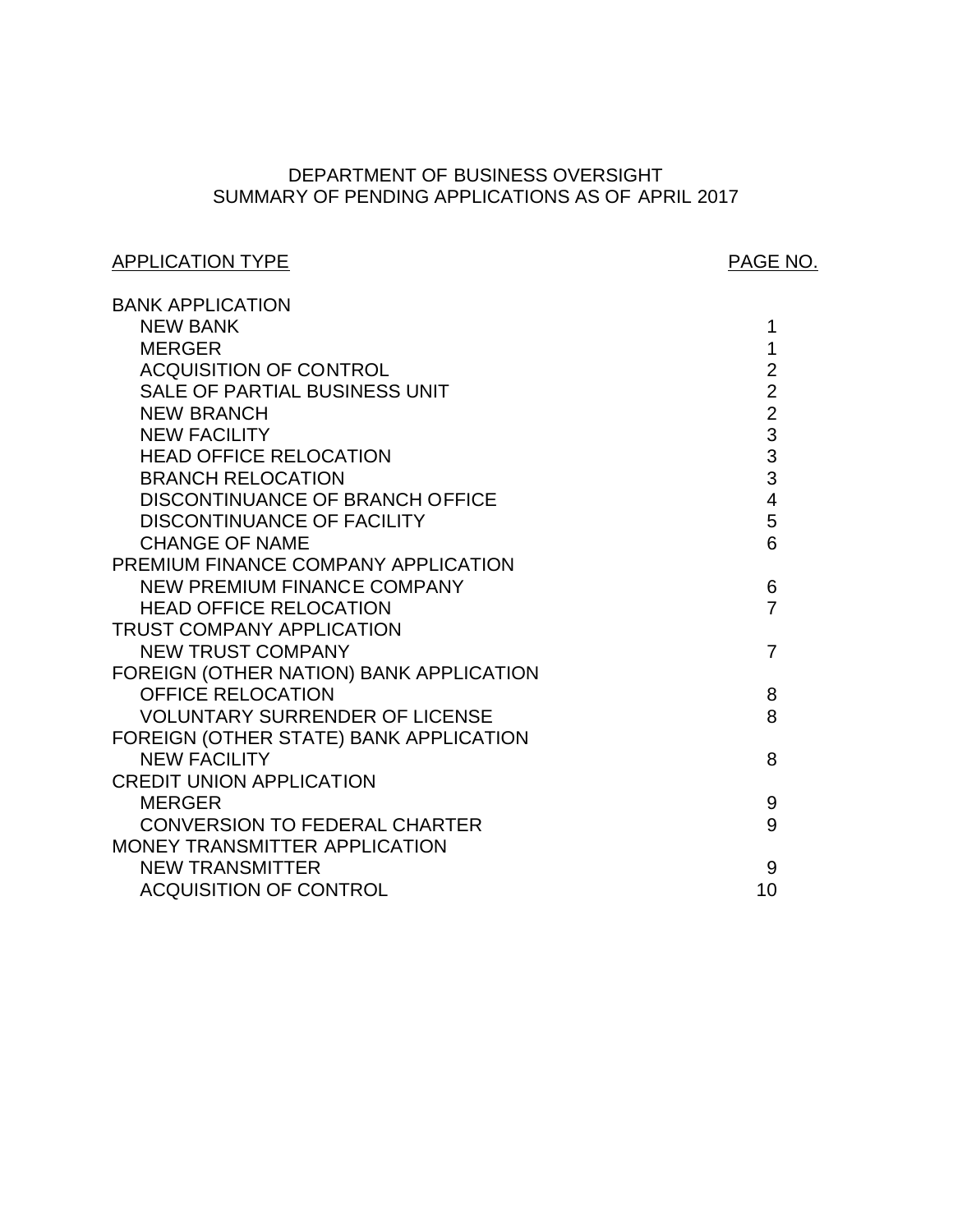# DEPARTMENT OF BUSINESS OVERSIGHT
## SUMMARY OF PENDING APPLICATIONS AS OF APRIL 2017

| APPLICATION TYPE | PAGE NO. |
|---|---|
| **BANK APPLICATION** | |
| NEW BANK | 1 |
| MERGER | 1 |
| ACQUISITION OF CONTROL | 2 |
| SALE OF PARTIAL BUSINESS UNIT | 2 |
| NEW BRANCH | 2 |
| NEW FACILITY | 3 |
| HEAD OFFICE RELOCATION | 3 |
| BRANCH RELOCATION | 3 |
| DISCONTINUANCE OF BRANCH OFFICE | 4 |
| DISCONTINUANCE OF FACILITY | 5 |
| CHANGE OF NAME | 6 |
| **PREMIUM FINANCE COMPANY APPLICATION** | |
| NEW PREMIUM FINANCE COMPANY | 6 |
| HEAD OFFICE RELOCATION | 7 |
| **TRUST COMPANY APPLICATION** | |
| NEW TRUST COMPANY | 7 |
| **FOREIGN (OTHER NATION) BANK APPLICATION** | |
| OFFICE RELOCATION | 8 |
| VOLUNTARY SURRENDER OF LICENSE | 8 |
| **FOREIGN (OTHER STATE) BANK APPLICATION** | |
| NEW FACILITY | 8 |
| **CREDIT UNION APPLICATION** | |
| MERGER | 9 |
| CONVERSION TO FEDERAL CHARTER | 9 |
| **MONEY TRANSMITTER APPLICATION** | |
| NEW TRANSMITTER | 9 |
| ACQUISITION OF CONTROL | 10 |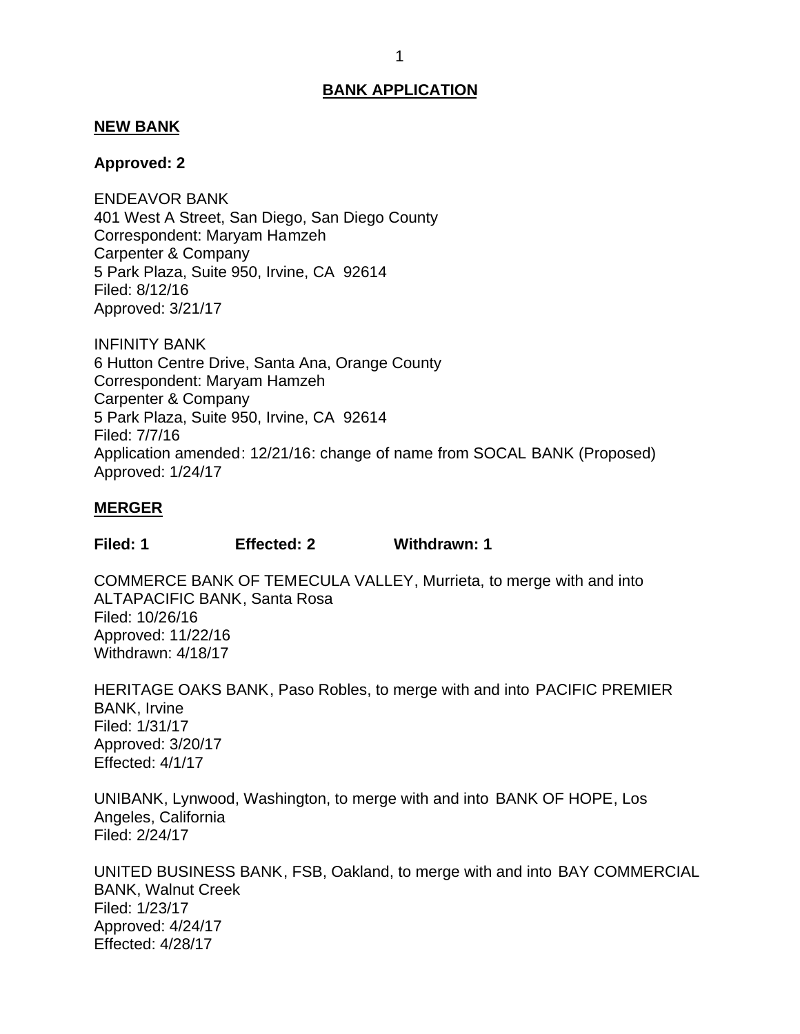# BANK APPLICATION

## NEW BANK

**Approved: 2**

ENDEAVOR BANK
401 West A Street, San Diego, San Diego County
Correspondent: Maryam Hamzeh
Carpenter & Company
5 Park Plaza, Suite 950, Irvine, CA 92614
Filed: 8/12/16
Approved: 3/21/17

INFINITY BANK
6 Hutton Centre Drive, Santa Ana, Orange County
Correspondent: Maryam Hamzeh
Carpenter & Company
5 Park Plaza, Suite 950, Irvine, CA 92614
Filed: 7/7/16
Application amended: 12/21/16: change of name from SOCAL BANK (Proposed)
Approved: 1/24/17

## MERGER

**Filed: 1 Effected: 2 Withdrawn: 1**

COMMERCE BANK OF TEMECULA VALLEY, Murrieta, to merge with and into ALTAPACIFIC BANK, Santa Rosa
Filed: 10/26/16
Approved: 11/22/16
Withdrawn: 4/18/17

HERITAGE OAKS BANK, Paso Robles, to merge with and into PACIFIC PREMIER BANK, Irvine
Filed: 1/31/17
Approved: 3/20/17
Effected: 4/1/17

UNIBANK, Lynwood, Washington, to merge with and into BANK OF HOPE, Los Angeles, California
Filed: 2/24/17

UNITED BUSINESS BANK, FSB, Oakland, to merge with and into BAY COMMERCIAL BANK, Walnut Creek
Filed: 1/23/17
Approved: 4/24/17
Effected: 4/28/17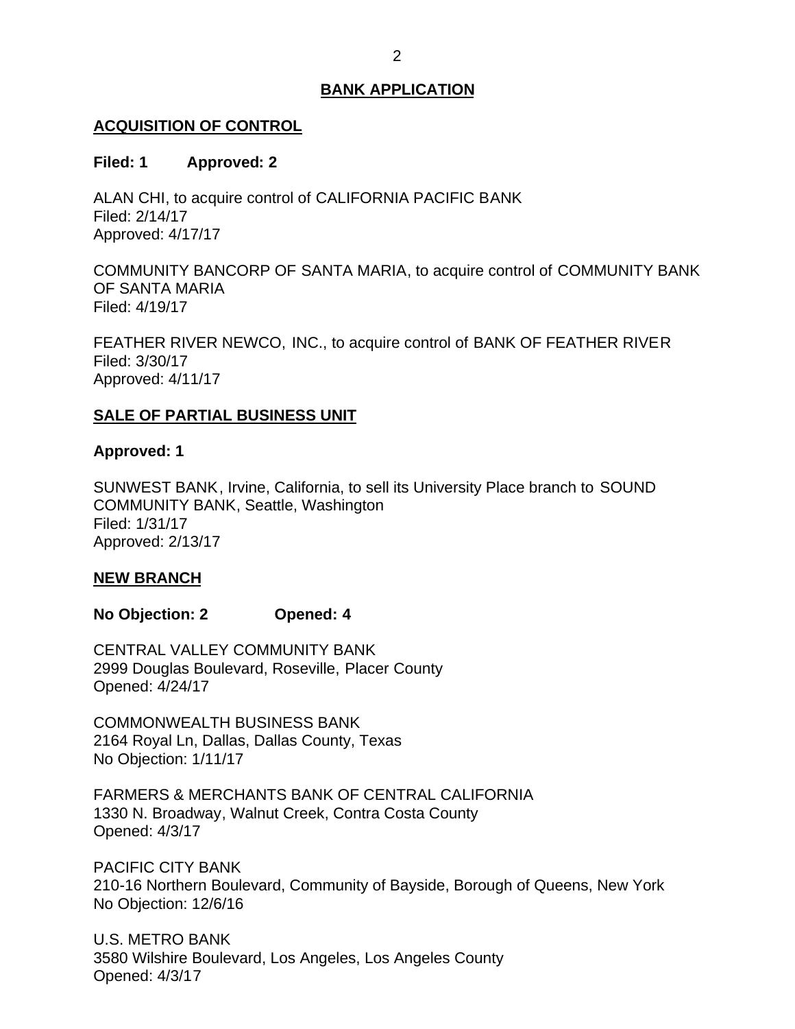# BANK APPLICATION

## ACQUISITION OF CONTROL

**Filed: 1 Approved: 2**

ALAN CHI, to acquire control of CALIFORNIA PACIFIC BANK
Filed: 2/14/17
Approved: 4/17/17

COMMUNITY BANCORP OF SANTA MARIA, to acquire control of COMMUNITY BANK OF SANTA MARIA
Filed: 4/19/17

FEATHER RIVER NEWCO, INC., to acquire control of BANK OF FEATHER RIVER
Filed: 3/30/17
Approved: 4/11/17

## SALE OF PARTIAL BUSINESS UNIT

**Approved: 1**

SUNWEST BANK, Irvine, California, to sell its University Place branch to SOUND COMMUNITY BANK, Seattle, Washington
Filed: 1/31/17
Approved: 2/13/17

## NEW BRANCH

**No Objection: 2 Opened: 4**

CENTRAL VALLEY COMMUNITY BANK
2999 Douglas Boulevard, Roseville, Placer County
Opened: 4/24/17

COMMONWEALTH BUSINESS BANK
2164 Royal Ln, Dallas, Dallas County, Texas
No Objection: 1/11/17

FARMERS & MERCHANTS BANK OF CENTRAL CALIFORNIA
1330 N. Broadway, Walnut Creek, Contra Costa County
Opened: 4/3/17

PACIFIC CITY BANK
210-16 Northern Boulevard, Community of Bayside, Borough of Queens, New York
No Objection: 12/6/16

U.S. METRO BANK
3580 Wilshire Boulevard, Los Angeles, Los Angeles County
Opened: 4/3/17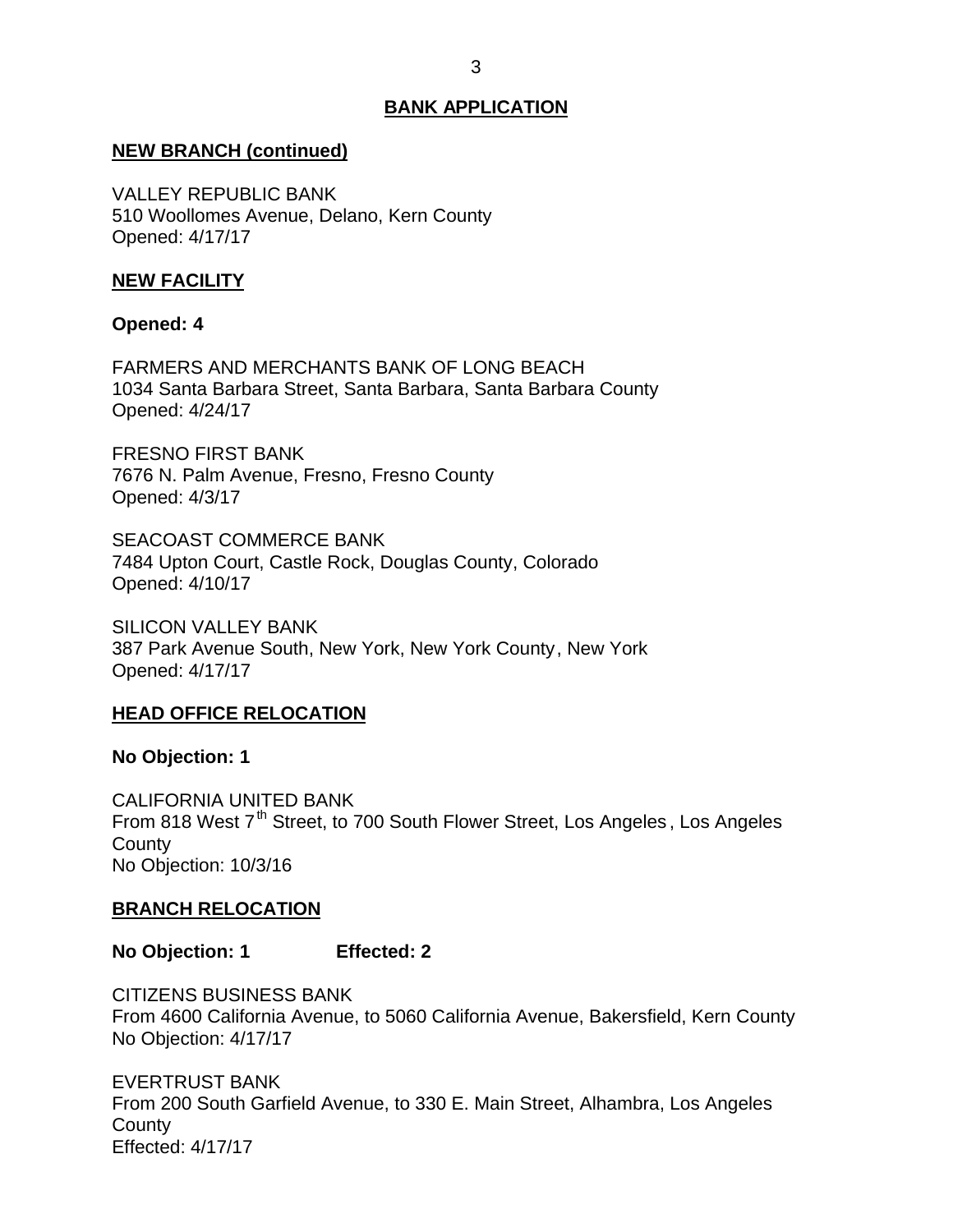## BANK APPLICATION

### NEW BRANCH (continued)

VALLEY REPUBLIC BANK
510 Woollomes Avenue, Delano, Kern County
Opened: 4/17/17

### NEW FACILITY

**Opened: 4**

FARMERS AND MERCHANTS BANK OF LONG BEACH
1034 Santa Barbara Street, Santa Barbara, Santa Barbara County
Opened: 4/24/17

FRESNO FIRST BANK
7676 N. Palm Avenue, Fresno, Fresno County
Opened: 4/3/17

SEACOAST COMMERCE BANK
7484 Upton Court, Castle Rock, Douglas County, Colorado
Opened: 4/10/17

SILICON VALLEY BANK
387 Park Avenue South, New York, New York County, New York
Opened: 4/17/17

### HEAD OFFICE RELOCATION

**No Objection: 1**

CALIFORNIA UNITED BANK
From 818 West 7th Street, to 700 South Flower Street, Los Angeles, Los Angeles County
No Objection: 10/3/16

### BRANCH RELOCATION

**No Objection: 1 Effected: 2**

CITIZENS BUSINESS BANK
From 4600 California Avenue, to 5060 California Avenue, Bakersfield, Kern County
No Objection: 4/17/17

EVERTRUST BANK
From 200 South Garfield Avenue, to 330 E. Main Street, Alhambra, Los Angeles County
Effected: 4/17/17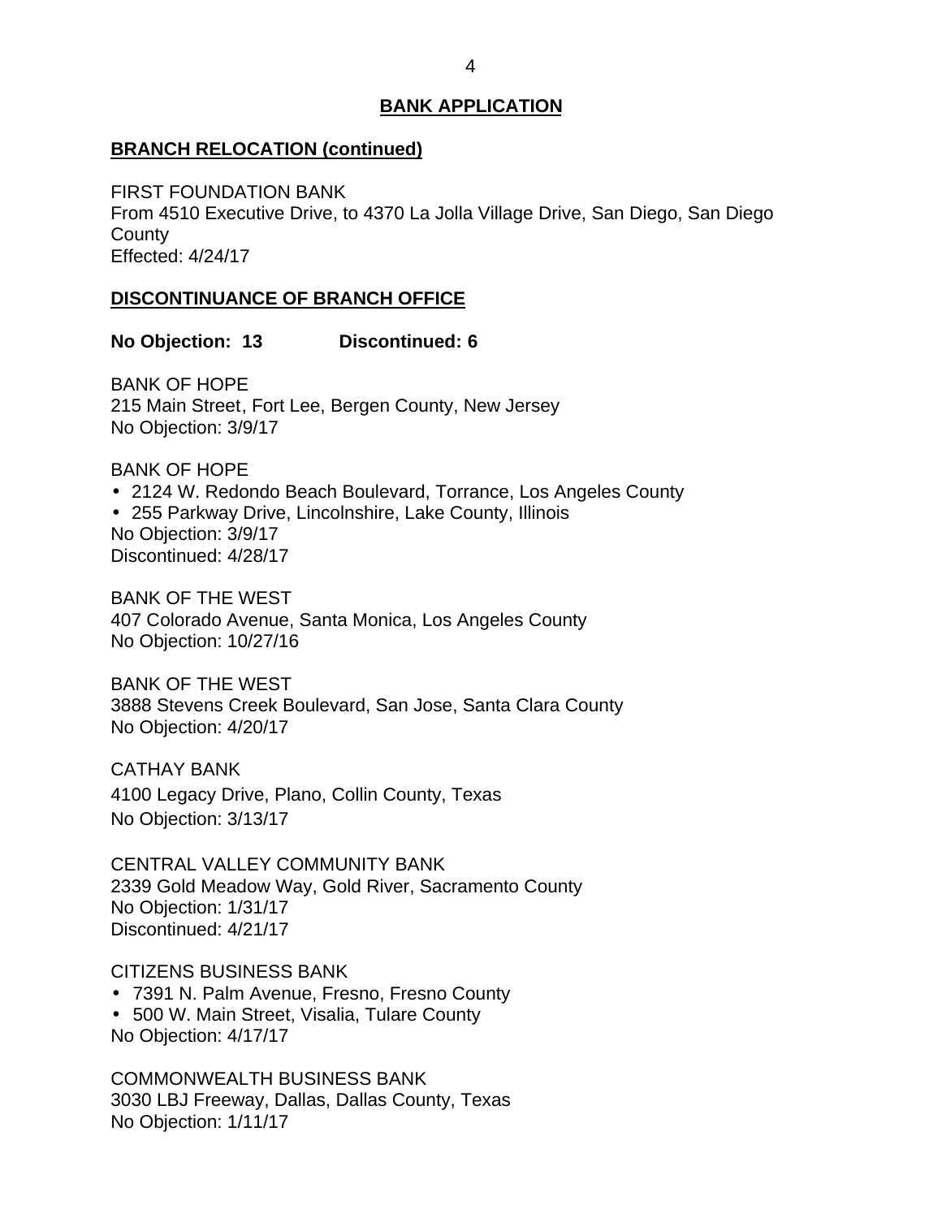## BANK APPLICATION

### BRANCH RELOCATION (continued)

FIRST FOUNDATION BANK
From 4510 Executive Drive, to 4370 La Jolla Village Drive, San Diego, San Diego County
Effected: 4/24/17

### DISCONTINUANCE OF BRANCH OFFICE

**No Objection: 13 Discontinued: 6**

BANK OF HOPE
215 Main Street, Fort Lee, Bergen County, New Jersey
No Objection: 3/9/17

BANK OF HOPE
- 2124 W. Redondo Beach Boulevard, Torrance, Los Angeles County
- 255 Parkway Drive, Lincolnshire, Lake County, Illinois

No Objection: 3/9/17
Discontinued: 4/28/17

BANK OF THE WEST
407 Colorado Avenue, Santa Monica, Los Angeles County
No Objection: 10/27/16

BANK OF THE WEST
3888 Stevens Creek Boulevard, San Jose, Santa Clara County
No Objection: 4/20/17

CATHAY BANK
4100 Legacy Drive, Plano, Collin County, Texas
No Objection: 3/13/17

CENTRAL VALLEY COMMUNITY BANK
2339 Gold Meadow Way, Gold River, Sacramento County
No Objection: 1/31/17
Discontinued: 4/21/17

CITIZENS BUSINESS BANK
- 7391 N. Palm Avenue, Fresno, Fresno County
- 500 W. Main Street, Visalia, Tulare County

No Objection: 4/17/17

COMMONWEALTH BUSINESS BANK
3030 LBJ Freeway, Dallas, Dallas County, Texas
No Objection: 1/11/17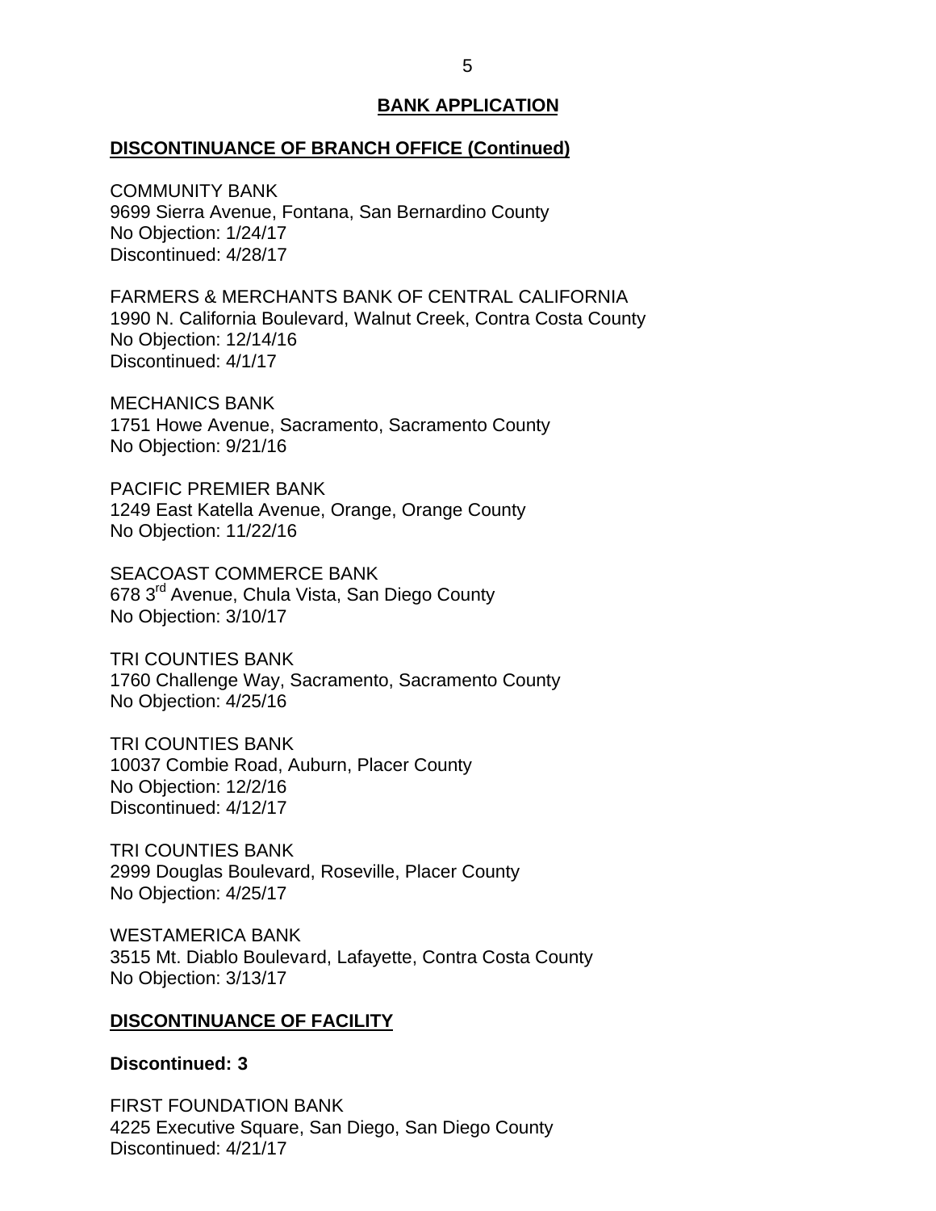## BANK APPLICATION

### DISCONTINUANCE OF BRANCH OFFICE (Continued)

COMMUNITY BANK
9699 Sierra Avenue, Fontana, San Bernardino County
No Objection: 1/24/17
Discontinued: 4/28/17

FARMERS & MERCHANTS BANK OF CENTRAL CALIFORNIA
1990 N. California Boulevard, Walnut Creek, Contra Costa County
No Objection: 12/14/16
Discontinued: 4/1/17

MECHANICS BANK
1751 Howe Avenue, Sacramento, Sacramento County
No Objection: 9/21/16

PACIFIC PREMIER BANK
1249 East Katella Avenue, Orange, Orange County
No Objection: 11/22/16

SEACOAST COMMERCE BANK
678 3rd Avenue, Chula Vista, San Diego County
No Objection: 3/10/17

TRI COUNTIES BANK
1760 Challenge Way, Sacramento, Sacramento County
No Objection: 4/25/16

TRI COUNTIES BANK
10037 Combie Road, Auburn, Placer County
No Objection: 12/2/16
Discontinued: 4/12/17

TRI COUNTIES BANK
2999 Douglas Boulevard, Roseville, Placer County
No Objection: 4/25/17

WESTAMERICA BANK
3515 Mt. Diablo Boulevard, Lafayette, Contra Costa County
No Objection: 3/13/17

### DISCONTINUANCE OF FACILITY

**Discontinued: 3**

FIRST FOUNDATION BANK
4225 Executive Square, San Diego, San Diego County
Discontinued: 4/21/17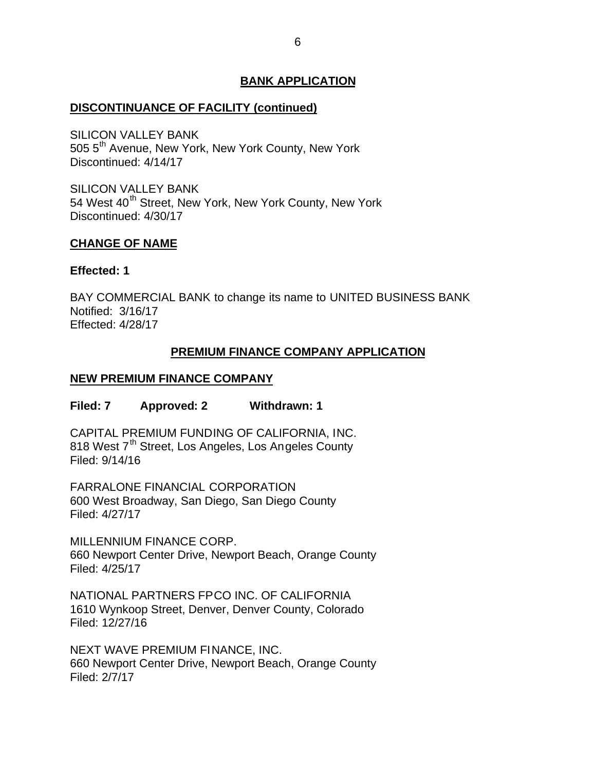## BANK APPLICATION

### DISCONTINUANCE OF FACILITY (continued)

SILICON VALLEY BANK
505 5th Avenue, New York, New York County, New York
Discontinued: 4/14/17

SILICON VALLEY BANK
54 West 40th Street, New York, New York County, New York
Discontinued: 4/30/17

### CHANGE OF NAME

**Effected: 1**

BAY COMMERCIAL BANK to change its name to UNITED BUSINESS BANK
Notified: 3/16/17
Effected: 4/28/17

## PREMIUM FINANCE COMPANY APPLICATION

### NEW PREMIUM FINANCE COMPANY

**Filed: 7 Approved: 2 Withdrawn: 1**

CAPITAL PREMIUM FUNDING OF CALIFORNIA, INC.
818 West 7th Street, Los Angeles, Los Angeles County
Filed: 9/14/16

FARRALONE FINANCIAL CORPORATION
600 West Broadway, San Diego, San Diego County
Filed: 4/27/17

MILLENNIUM FINANCE CORP.
660 Newport Center Drive, Newport Beach, Orange County
Filed: 4/25/17

NATIONAL PARTNERS FPCO INC. OF CALIFORNIA
1610 Wynkoop Street, Denver, Denver County, Colorado
Filed: 12/27/16

NEXT WAVE PREMIUM FINANCE, INC.
660 Newport Center Drive, Newport Beach, Orange County
Filed: 2/7/17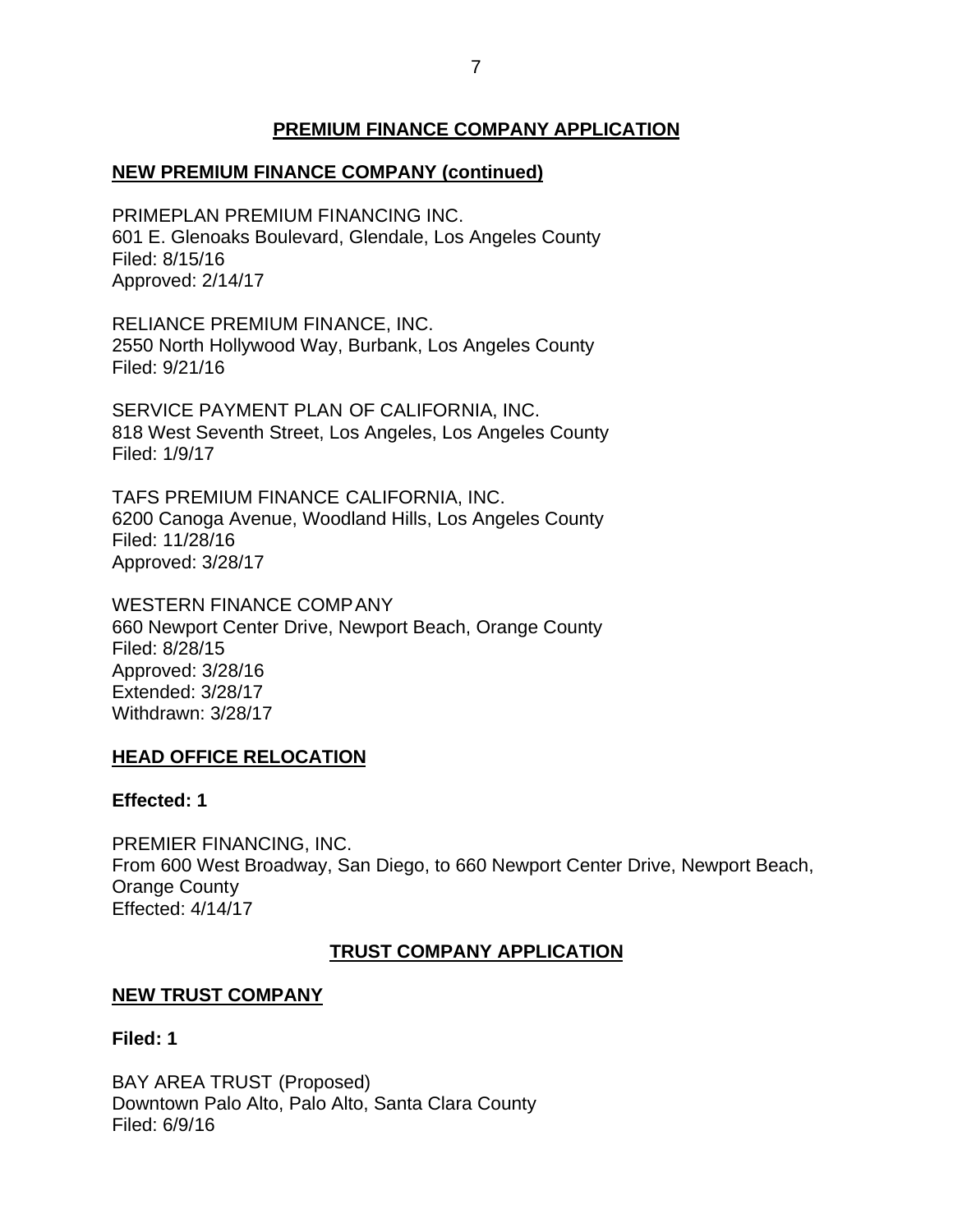## PREMIUM FINANCE COMPANY APPLICATION

### NEW PREMIUM FINANCE COMPANY (continued)

PRIMEPLAN PREMIUM FINANCING INC.
601 E. Glenoaks Boulevard, Glendale, Los Angeles County
Filed: 8/15/16
Approved: 2/14/17

RELIANCE PREMIUM FINANCE, INC.
2550 North Hollywood Way, Burbank, Los Angeles County
Filed: 9/21/16

SERVICE PAYMENT PLAN OF CALIFORNIA, INC.
818 West Seventh Street, Los Angeles, Los Angeles County
Filed: 1/9/17

TAFS PREMIUM FINANCE CALIFORNIA, INC.
6200 Canoga Avenue, Woodland Hills, Los Angeles County
Filed: 11/28/16
Approved: 3/28/17

WESTERN FINANCE COMPANY
660 Newport Center Drive, Newport Beach, Orange County
Filed: 8/28/15
Approved: 3/28/16
Extended: 3/28/17
Withdrawn: 3/28/17

### HEAD OFFICE RELOCATION

**Effected: 1**

PREMIER FINANCING, INC.
From 600 West Broadway, San Diego, to 660 Newport Center Drive, Newport Beach, Orange County
Effected: 4/14/17

## TRUST COMPANY APPLICATION

### NEW TRUST COMPANY

**Filed: 1**

BAY AREA TRUST (Proposed)
Downtown Palo Alto, Palo Alto, Santa Clara County
Filed: 6/9/16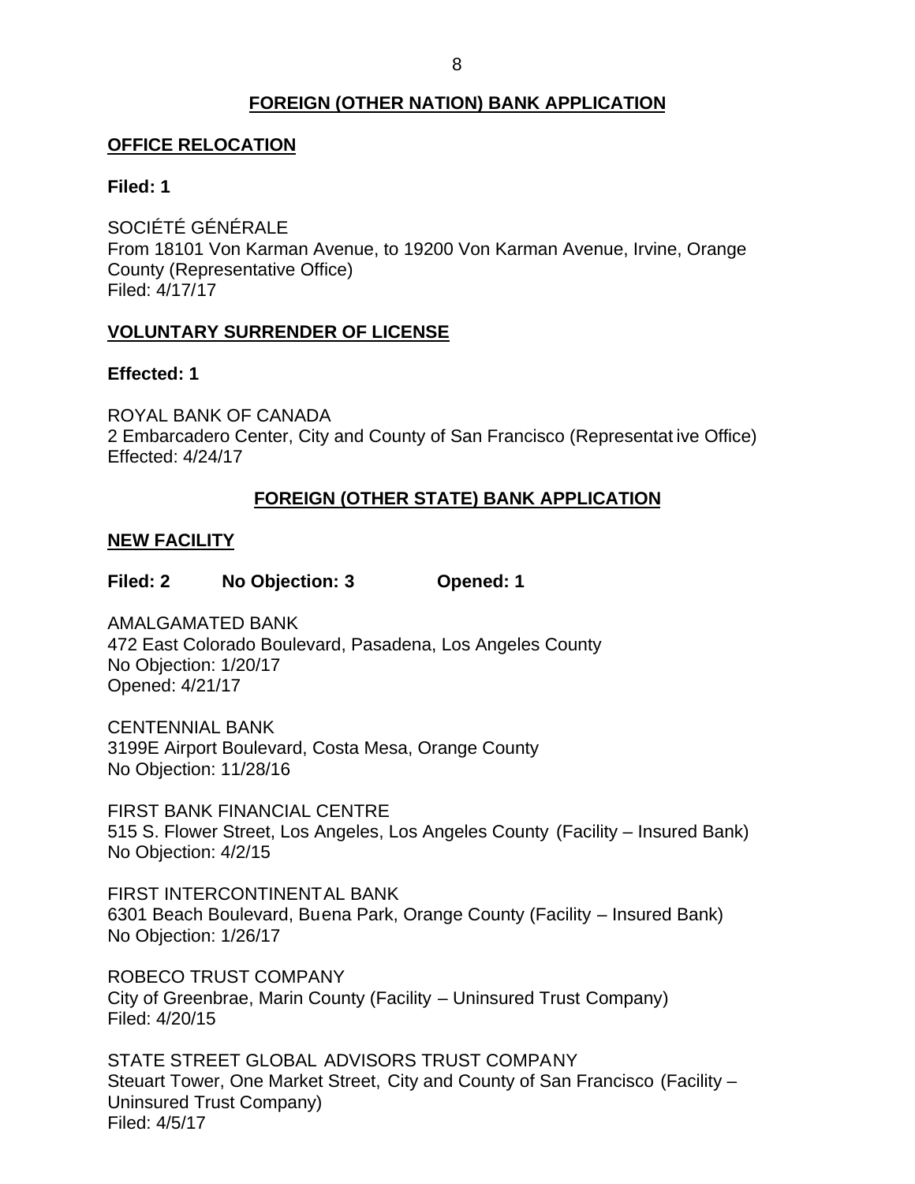## FOREIGN (OTHER NATION) BANK APPLICATION

### OFFICE RELOCATION

**Filed: 1**

SOCIÉTÉ GÉNÉRALE
From 18101 Von Karman Avenue, to 19200 Von Karman Avenue, Irvine, Orange County (Representative Office)
Filed: 4/17/17

### VOLUNTARY SURRENDER OF LICENSE

**Effected: 1**

ROYAL BANK OF CANADA
2 Embarcadero Center, City and County of San Francisco (Representative Office)
Effected: 4/24/17

## FOREIGN (OTHER STATE) BANK APPLICATION

### NEW FACILITY

**Filed: 2 No Objection: 3 Opened: 1**

AMALGAMATED BANK
472 East Colorado Boulevard, Pasadena, Los Angeles County
No Objection: 1/20/17
Opened: 4/21/17

CENTENNIAL BANK
3199E Airport Boulevard, Costa Mesa, Orange County
No Objection: 11/28/16

FIRST BANK FINANCIAL CENTRE
515 S. Flower Street, Los Angeles, Los Angeles County (Facility – Insured Bank)
No Objection: 4/2/15

FIRST INTERCONTINENTAL BANK
6301 Beach Boulevard, Buena Park, Orange County (Facility – Insured Bank)
No Objection: 1/26/17

ROBECO TRUST COMPANY
City of Greenbrae, Marin County (Facility – Uninsured Trust Company)
Filed: 4/20/15

STATE STREET GLOBAL ADVISORS TRUST COMPANY
Steuart Tower, One Market Street, City and County of San Francisco (Facility – Uninsured Trust Company)
Filed: 4/5/17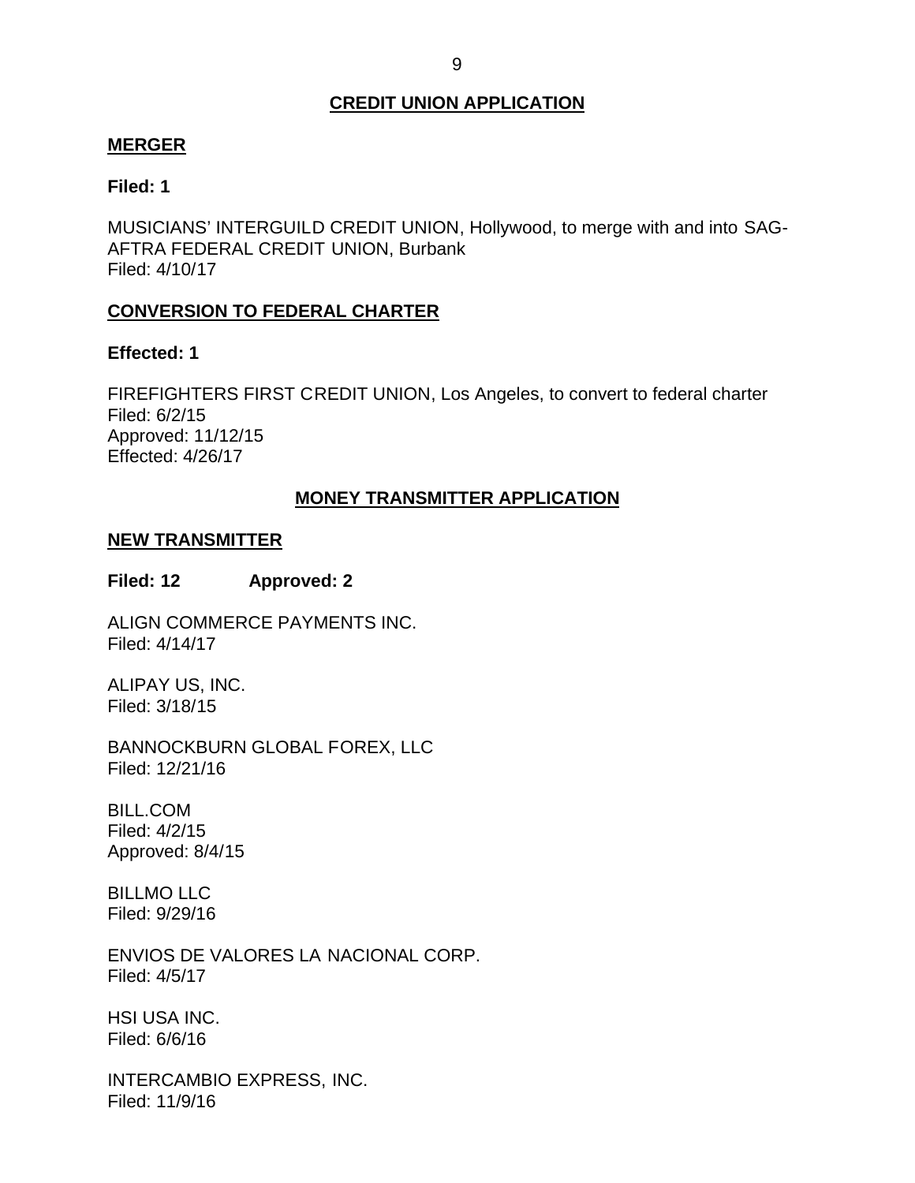## CREDIT UNION APPLICATION

### MERGER

**Filed: 1**

MUSICIANS' INTERGUILD CREDIT UNION, Hollywood, to merge with and into SAG-AFTRA FEDERAL CREDIT UNION, Burbank
Filed: 4/10/17

### CONVERSION TO FEDERAL CHARTER

**Effected: 1**

FIREFIGHTERS FIRST CREDIT UNION, Los Angeles, to convert to federal charter
Filed: 6/2/15
Approved: 11/12/15
Effected: 4/26/17

## MONEY TRANSMITTER APPLICATION

### NEW TRANSMITTER

**Filed: 12 Approved: 2**

ALIGN COMMERCE PAYMENTS INC.
Filed: 4/14/17

ALIPAY US, INC.
Filed: 3/18/15

BANNOCKBURN GLOBAL FOREX, LLC
Filed: 12/21/16

BILL.COM
Filed: 4/2/15
Approved: 8/4/15

BILLMO LLC
Filed: 9/29/16

ENVIOS DE VALORES LA NACIONAL CORP.
Filed: 4/5/17

HSI USA INC.
Filed: 6/6/16

INTERCAMBIO EXPRESS, INC.
Filed: 11/9/16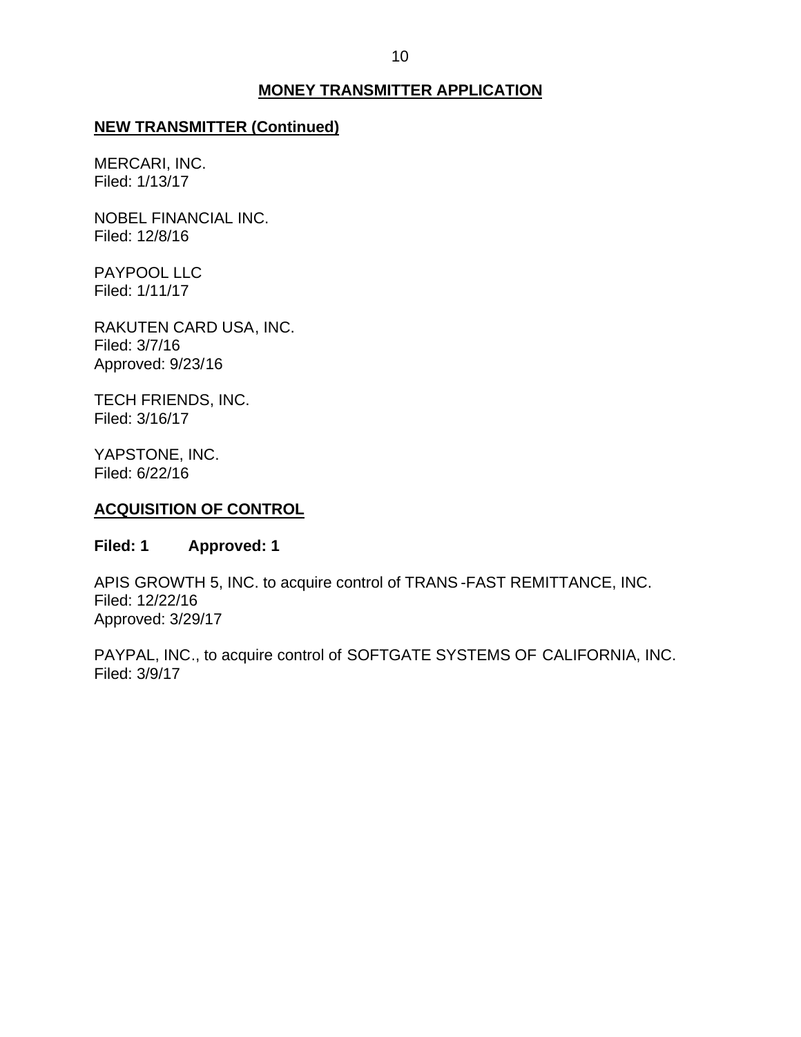## MONEY TRANSMITTER APPLICATION

### NEW TRANSMITTER (Continued)

MERCARI, INC.
Filed: 1/13/17

NOBEL FINANCIAL INC.
Filed: 12/8/16

PAYPOOL LLC
Filed: 1/11/17

RAKUTEN CARD USA, INC.
Filed: 3/7/16
Approved: 9/23/16

TECH FRIENDS, INC.
Filed: 3/16/17

YAPSTONE, INC.
Filed: 6/22/16

### ACQUISITION OF CONTROL

**Filed: 1 Approved: 1**

APIS GROWTH 5, INC. to acquire control of TRANS-FAST REMITTANCE, INC.
Filed: 12/22/16
Approved: 3/29/17

PAYPAL, INC., to acquire control of SOFTGATE SYSTEMS OF CALIFORNIA, INC.
Filed: 3/9/17